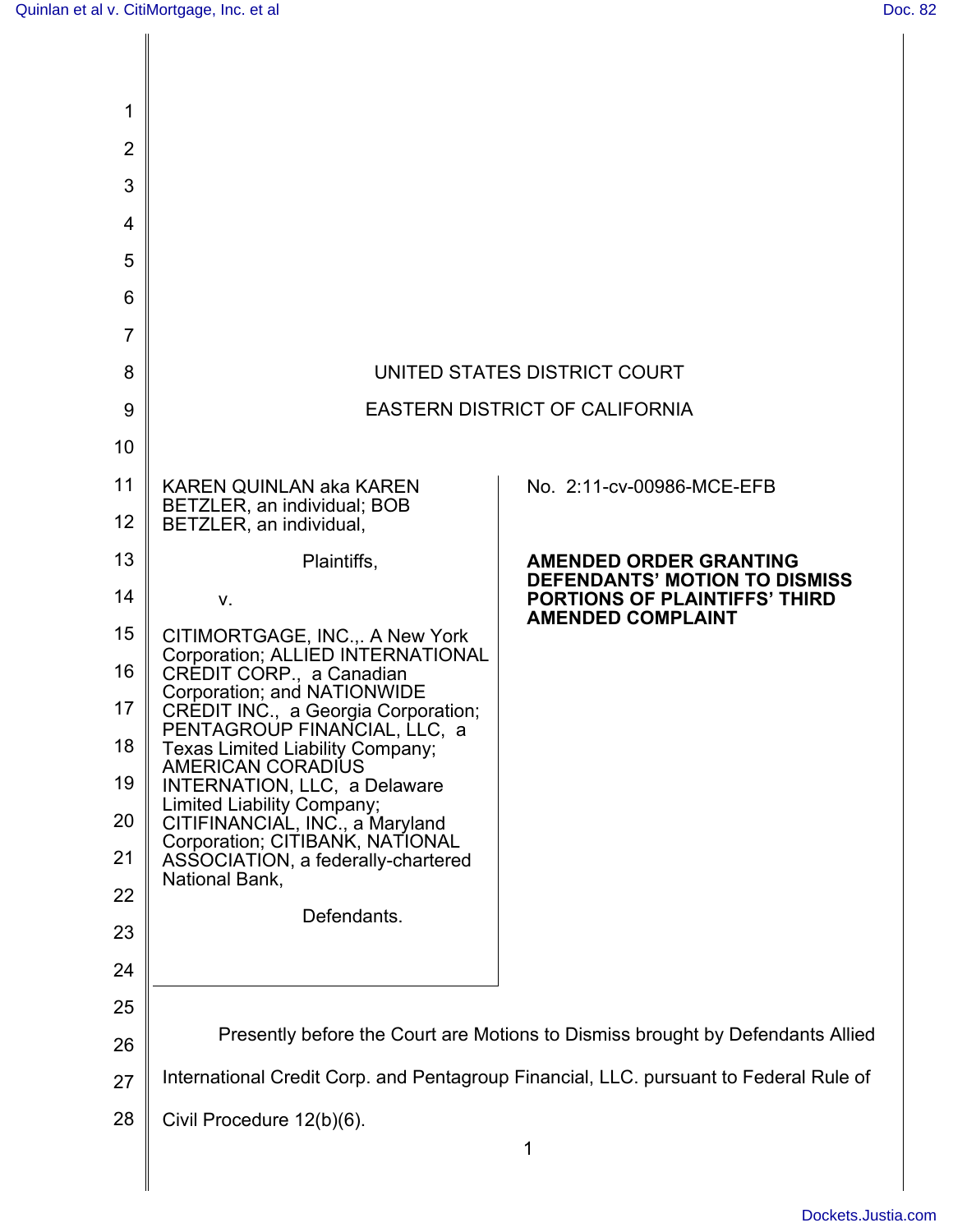UNITED STATES DISTRICT COURT

EASTERN DISTRICT OF CALIFORNIA

| | |
|---|---|
| KAREN QUINLAN aka KAREN BETZLER, an individual; BOB BETZLER, an individual,<br><br>Plaintiffs,<br><br>v.<br><br>CITIMORTGAGE, INC.,. A New York Corporation; ALLIED INTERNATIONAL CREDIT CORP., a Canadian Corporation; and NATIONWIDE CREDIT INC., a Georgia Corporation; PENTAGROUP FINANCIAL, LLC, a Texas Limited Liability Company; AMERICAN CORADIUS INTERNATION, LLC, a Delaware Limited Liability Company; CITIFINANCIAL, INC., a Maryland Corporation; CITIBANK, NATIONAL ASSOCIATION, a federally-chartered National Bank,<br><br>Defendants. | No. 2:11-cv-00986-MCE-EFB<br><br>**AMENDED ORDER GRANTING DEFENDANTS' MOTION TO DISMISS PORTIONS OF PLAINTIFFS' THIRD AMENDED COMPLAINT** |

Presently before the Court are Motions to Dismiss brought by Defendants Allied International Credit Corp. and Pentagroup Financial, LLC. pursuant to Federal Rule of Civil Procedure 12(b)(6).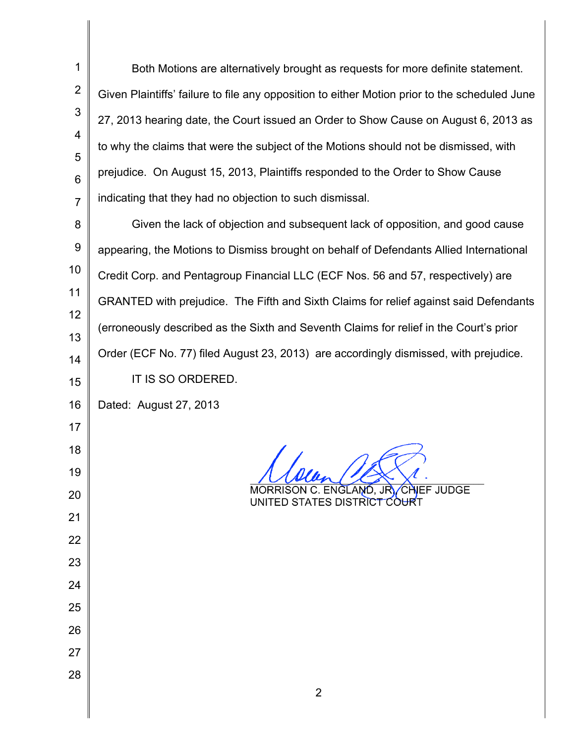Both Motions are alternatively brought as requests for more definite statement. Given Plaintiffs' failure to file any opposition to either Motion prior to the scheduled June 27, 2013 hearing date, the Court issued an Order to Show Cause on August 6, 2013 as to why the claims that were the subject of the Motions should not be dismissed, with prejudice. On August 15, 2013, Plaintiffs responded to the Order to Show Cause indicating that they had no objection to such dismissal.

Given the lack of objection and subsequent lack of opposition, and good cause appearing, the Motions to Dismiss brought on behalf of Defendants Allied International Credit Corp. and Pentagroup Financial LLC (ECF Nos. 56 and 57, respectively) are GRANTED with prejudice. The Fifth and Sixth Claims for relief against said Defendants (erroneously described as the Sixth and Seventh Claims for relief in the Court's prior Order (ECF No. 77) filed August 23, 2013) are accordingly dismissed, with prejudice.

IT IS SO ORDERED.

Dated: August 27, 2013

MORRISON C. ENGLAND, JR, CHIEF JUDGE
UNITED STATES DISTRICT COURT